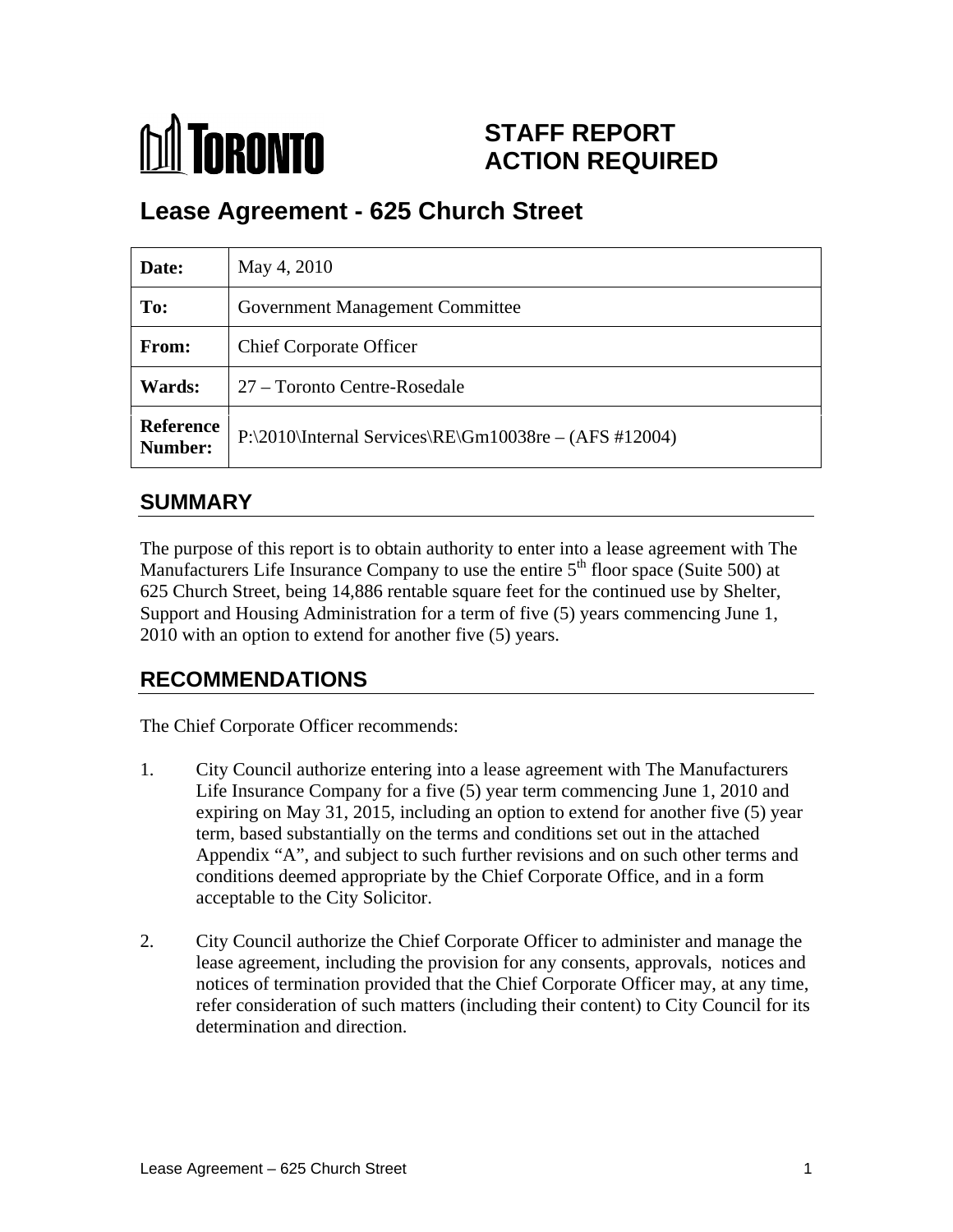TORONTO

# STAFF REPORT ACTION REQUIRED

## Lease Agreement - 625 Church Street

| | |
|---|---|
| **Date:** | May 4, 2010 |
| **To:** | Government Management Committee |
| **From:** | Chief Corporate Officer |
| **Wards:** | 27 – Toronto Centre-Rosedale |
| **Reference Number:** | P:\2010\Internal Services\RE\Gm10038re – (AFS #12004) |

## SUMMARY

The purpose of this report is to obtain authority to enter into a lease agreement with The Manufacturers Life Insurance Company to use the entire 5th floor space (Suite 500) at 625 Church Street, being 14,886 rentable square feet for the continued use by Shelter, Support and Housing Administration for a term of five (5) years commencing June 1, 2010 with an option to extend for another five (5) years.

## RECOMMENDATIONS

The Chief Corporate Officer recommends:

1. City Council authorize entering into a lease agreement with The Manufacturers Life Insurance Company for a five (5) year term commencing June 1, 2010 and expiring on May 31, 2015, including an option to extend for another five (5) year term, based substantially on the terms and conditions set out in the attached Appendix "A", and subject to such further revisions and on such other terms and conditions deemed appropriate by the Chief Corporate Office, and in a form acceptable to the City Solicitor.

2. City Council authorize the Chief Corporate Officer to administer and manage the lease agreement, including the provision for any consents, approvals, notices and notices of termination provided that the Chief Corporate Officer may, at any time, refer consideration of such matters (including their content) to City Council for its determination and direction.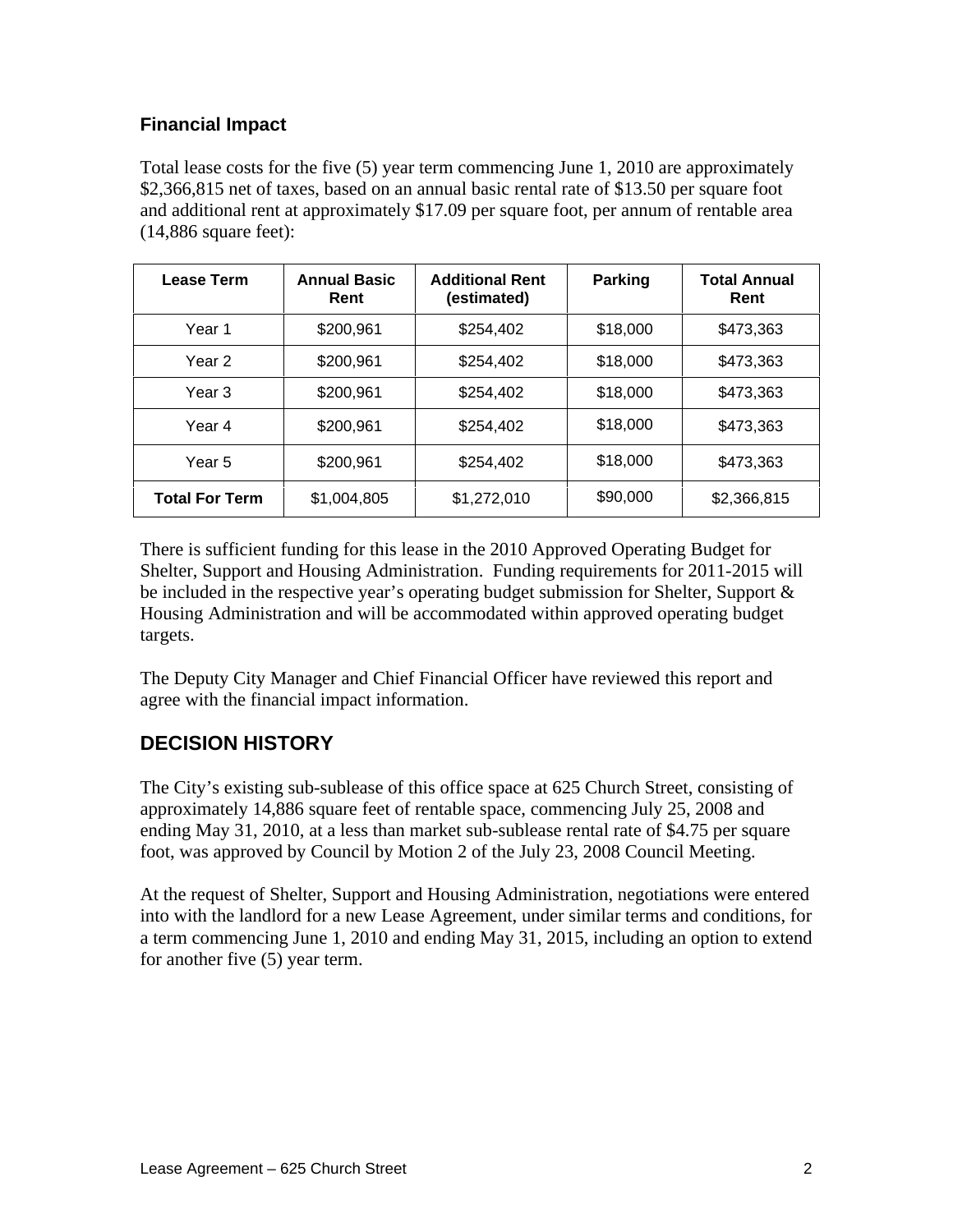### Financial Impact

Total lease costs for the five (5) year term commencing June 1, 2010 are approximately $2,366,815 net of taxes, based on an annual basic rental rate of $13.50 per square foot and additional rent at approximately $17.09 per square foot, per annum of rentable area (14,886 square feet):

| Lease Term | Annual Basic Rent | Additional Rent (estimated) | Parking | Total Annual Rent |
|---|---|---|---|---|
| Year 1 | $200,961 | $254,402 | $18,000 | $473,363 |
| Year 2 | $200,961 | $254,402 | $18,000 | $473,363 |
| Year 3 | $200,961 | $254,402 | $18,000 | $473,363 |
| Year 4 | $200,961 | $254,402 | $18,000 | $473,363 |
| Year 5 | $200,961 | $254,402 | $18,000 | $473,363 |
| **Total For Term** | $1,004,805 | $1,272,010 | $90,000 | $2,366,815 |

There is sufficient funding for this lease in the 2010 Approved Operating Budget for Shelter, Support and Housing Administration. Funding requirements for 2011-2015 will be included in the respective year's operating budget submission for Shelter, Support & Housing Administration and will be accommodated within approved operating budget targets.

The Deputy City Manager and Chief Financial Officer have reviewed this report and agree with the financial impact information.

## DECISION HISTORY

The City's existing sub-sublease of this office space at 625 Church Street, consisting of approximately 14,886 square feet of rentable space, commencing July 25, 2008 and ending May 31, 2010, at a less than market sub-sublease rental rate of $4.75 per square foot, was approved by Council by Motion 2 of the July 23, 2008 Council Meeting.

At the request of Shelter, Support and Housing Administration, negotiations were entered into with the landlord for a new Lease Agreement, under similar terms and conditions, for a term commencing June 1, 2010 and ending May 31, 2015, including an option to extend for another five (5) year term.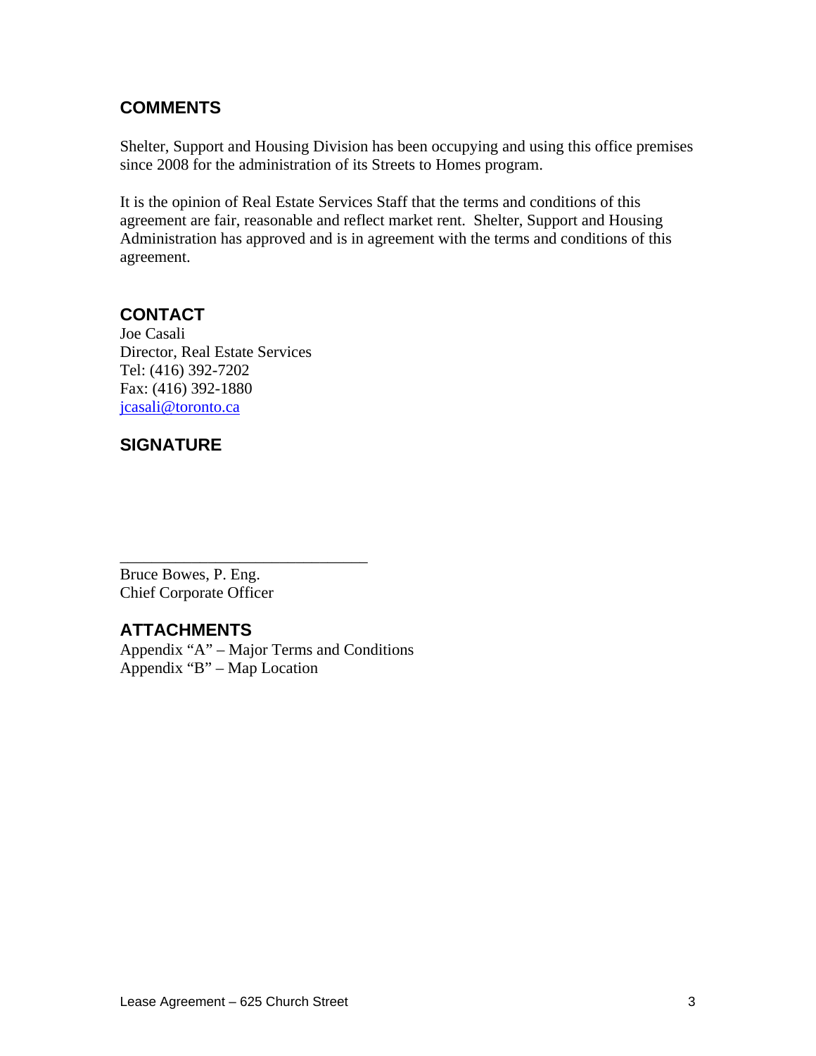## COMMENTS

Shelter, Support and Housing Division has been occupying and using this office premises since 2008 for the administration of its Streets to Homes program.

It is the opinion of Real Estate Services Staff that the terms and conditions of this agreement are fair, reasonable and reflect market rent. Shelter, Support and Housing Administration has approved and is in agreement with the terms and conditions of this agreement.

## CONTACT

Joe Casali
Director, Real Estate Services
Tel: (416) 392-7202
Fax: (416) 392-1880
jcasali@toronto.ca

## SIGNATURE

_______________________________

Bruce Bowes, P. Eng.
Chief Corporate Officer

## ATTACHMENTS

Appendix "A" – Major Terms and Conditions
Appendix "B" – Map Location